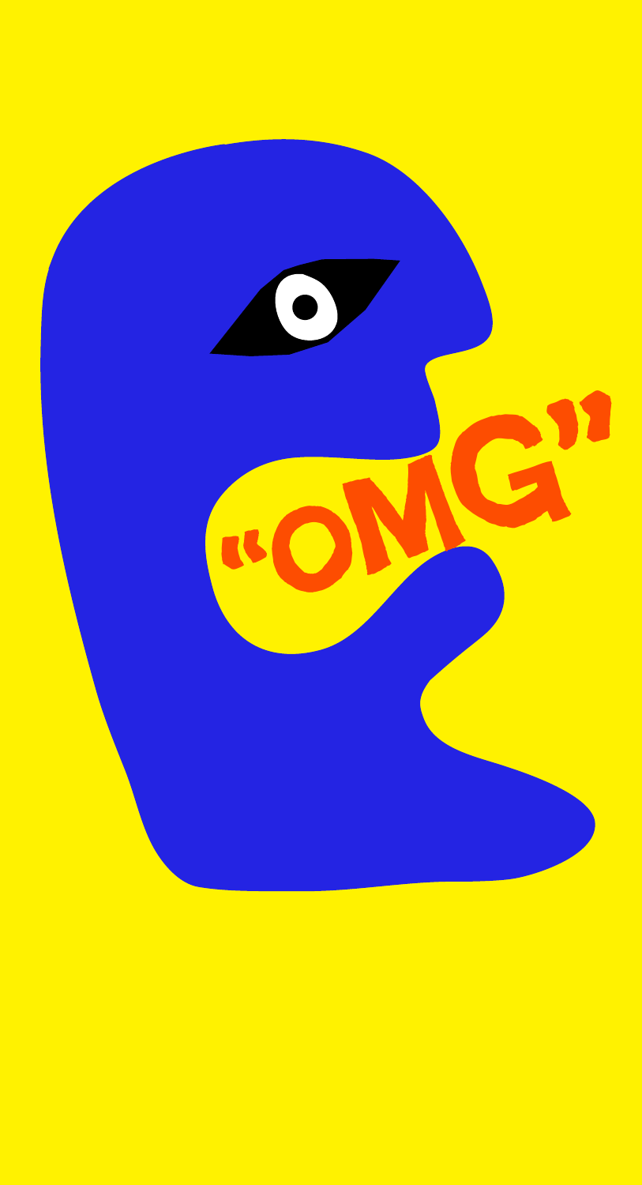"OMG"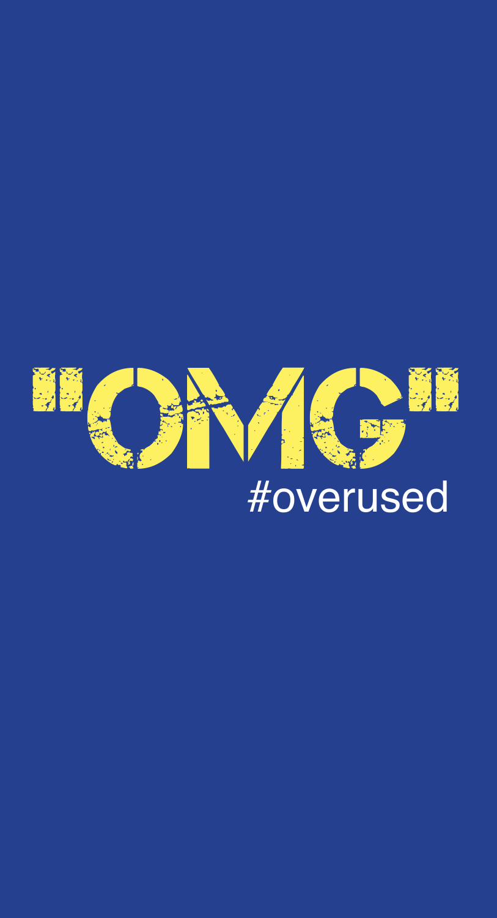# "OMG"

#overused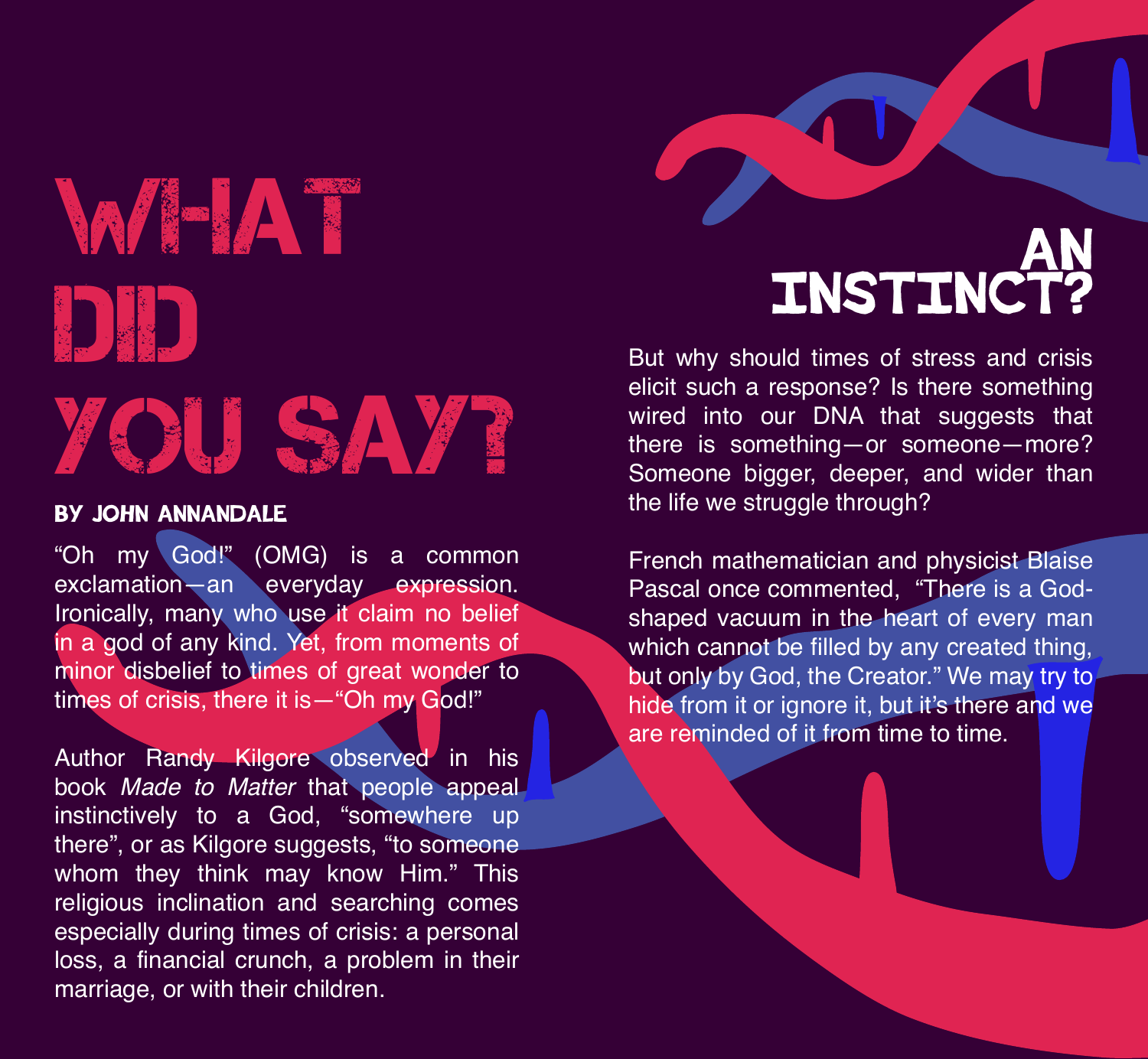# WHAT DID YOU SAY?

**BY JOHN ANNANDALE**

"Oh my God!" (OMG) is a common exclamation—an everyday expression. Ironically, many who use it claim no belief in a god of any kind. Yet, from moments of minor disbelief to times of great wonder to times of crisis, there it is—"Oh my God!"

Author Randy Kilgore observed in his book *Made to Matter* that people appeal instinctively to a God, "somewhere up there", or as Kilgore suggests, "to someone whom they think may know Him." This religious inclination and searching comes especially during times of crisis: a personal loss, a financial crunch, a problem in their marriage, or with their children.

## AN INSTINCT?

But why should times of stress and crisis elicit such a response? Is there something wired into our DNA that suggests that there is something—or someone—more? Someone bigger, deeper, and wider than the life we struggle through?

French mathematician and physicist Blaise Pascal once commented, "There is a God-shaped vacuum in the heart of every man which cannot be filled by any created thing, but only by God, the Creator." We may try to hide from it or ignore it, but it's there and we are reminded of it from time to time.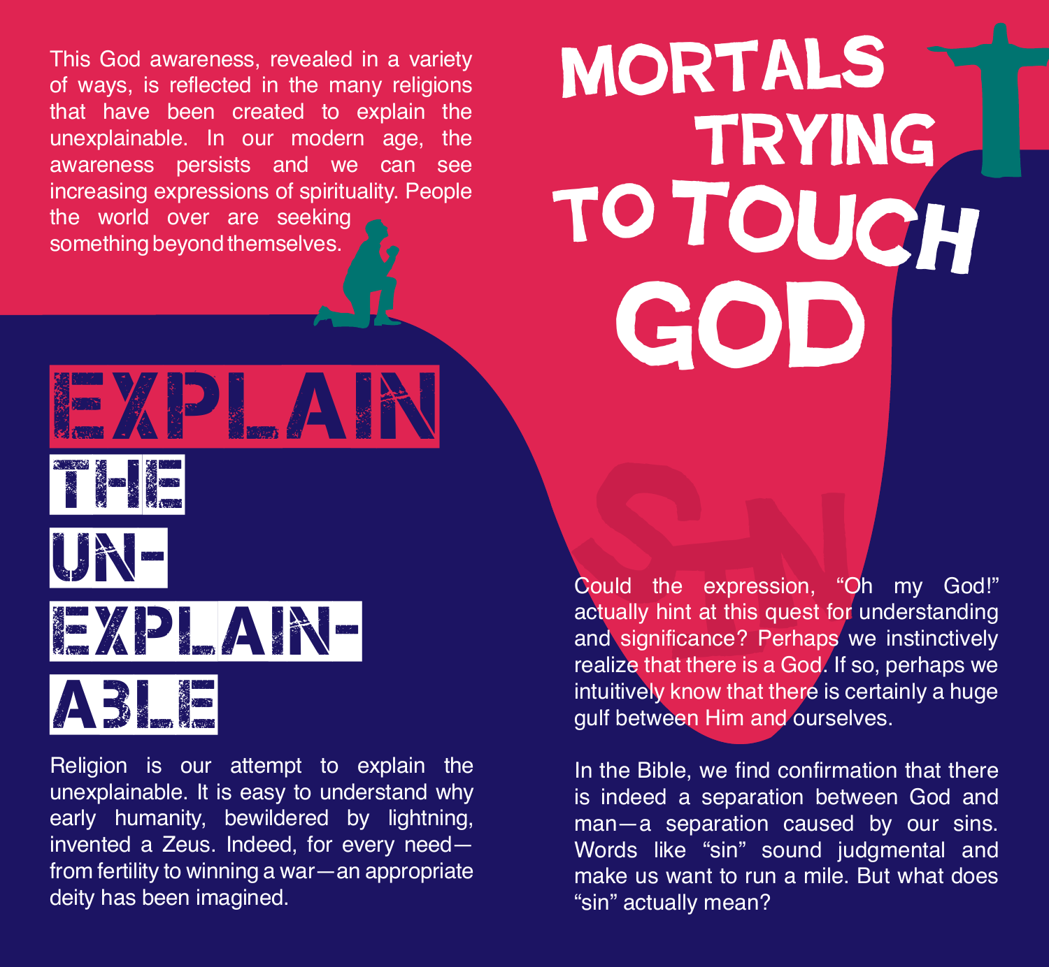This God awareness, revealed in a variety of ways, is reflected in the many religions that have been created to explain the unexplainable. In our modern age, the awareness persists and we can see increasing expressions of spirituality. People the world over are seeking something beyond themselves.

## EXPLAIN THE UN-EXPLAIN-ABLE

Religion is our attempt to explain the unexplainable. It is easy to understand why early humanity, bewildered by lightning, invented a Zeus. Indeed, for every need—from fertility to winning a war—an appropriate deity has been imagined.

## MORTALS TRYING TO TOUCH GOD

SIN

Could the expression, “Oh my God!” actually hint at this quest for understanding and significance? Perhaps we instinctively realize that there is a God. If so, perhaps we intuitively know that there is certainly a huge gulf between Him and ourselves.

In the Bible, we find confirmation that there is indeed a separation between God and man—a separation caused by our sins. Words like “sin” sound judgmental and make us want to run a mile. But what does “sin” actually mean?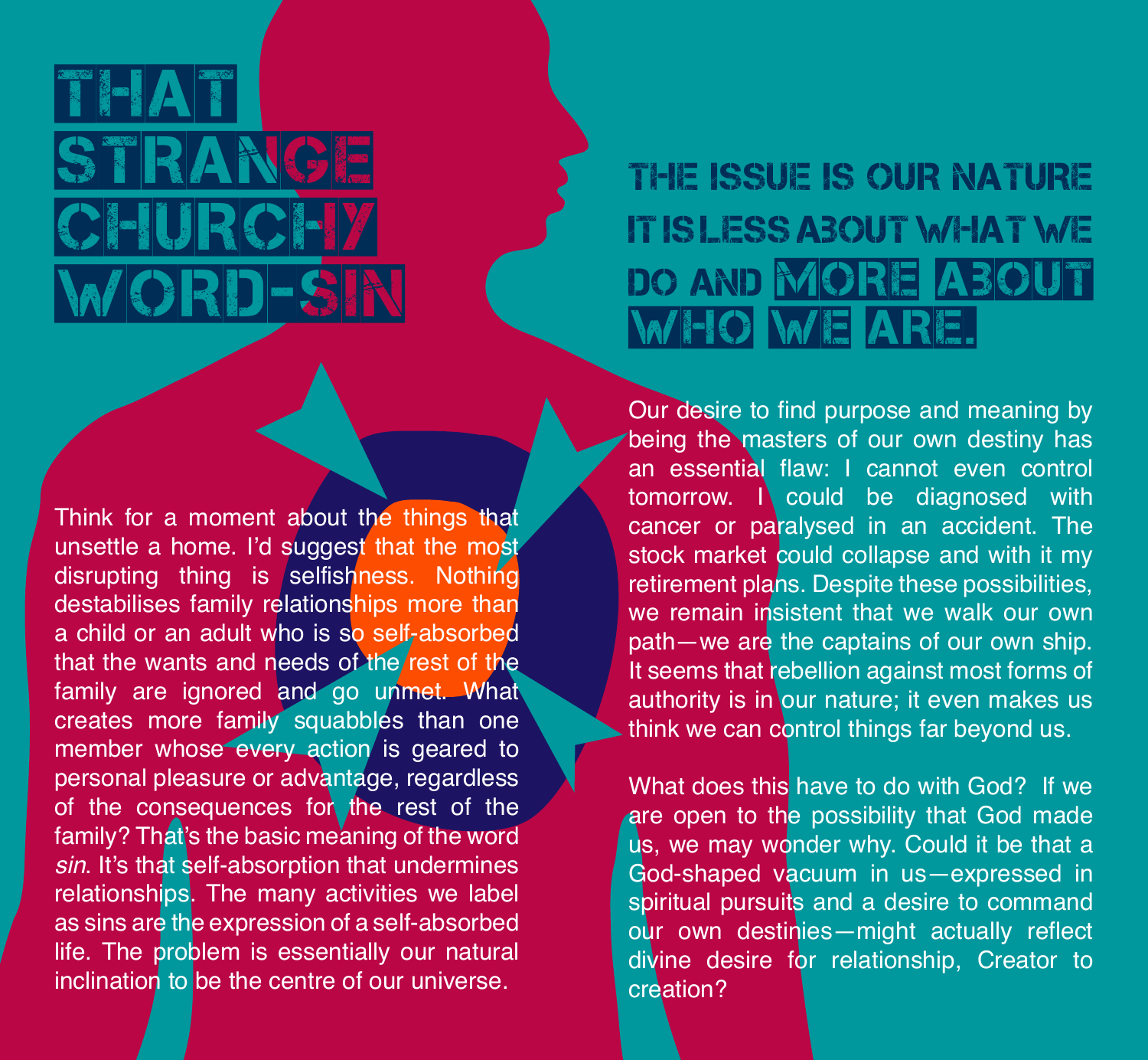# THAT STRANGE CHURCHY WORD-SIN

Think for a moment about the things that unsettle a home. I'd suggest that the most disrupting thing is selfishness. Nothing destabilises family relationships more than a child or an adult who is so self-absorbed that the wants and needs of the rest of the family are ignored and go unmet. What creates more family squabbles than one member whose every action is geared to personal pleasure or advantage, regardless of the consequences for the rest of the family? That's the basic meaning of the word *sin*. It's that self-absorption that undermines relationships. The many activities we label as sins are the expression of a self-absorbed life. The problem is essentially our natural inclination to be the centre of our universe.

## THE ISSUE IS OUR NATURE IT IS LESS ABOUT WHAT WE DO AND MORE ABOUT WHO WE ARE.

Our desire to find purpose and meaning by being the masters of our own destiny has an essential flaw: I cannot even control tomorrow. I could be diagnosed with cancer or paralysed in an accident. The stock market could collapse and with it my retirement plans. Despite these possibilities, we remain insistent that we walk our own path—we are the captains of our own ship. It seems that rebellion against most forms of authority is in our nature; it even makes us think we can control things far beyond us.

What does this have to do with God? If we are open to the possibility that God made us, we may wonder why. Could it be that a God-shaped vacuum in us—expressed in spiritual pursuits and a desire to command our own destinies—might actually reflect divine desire for relationship, Creator to creation?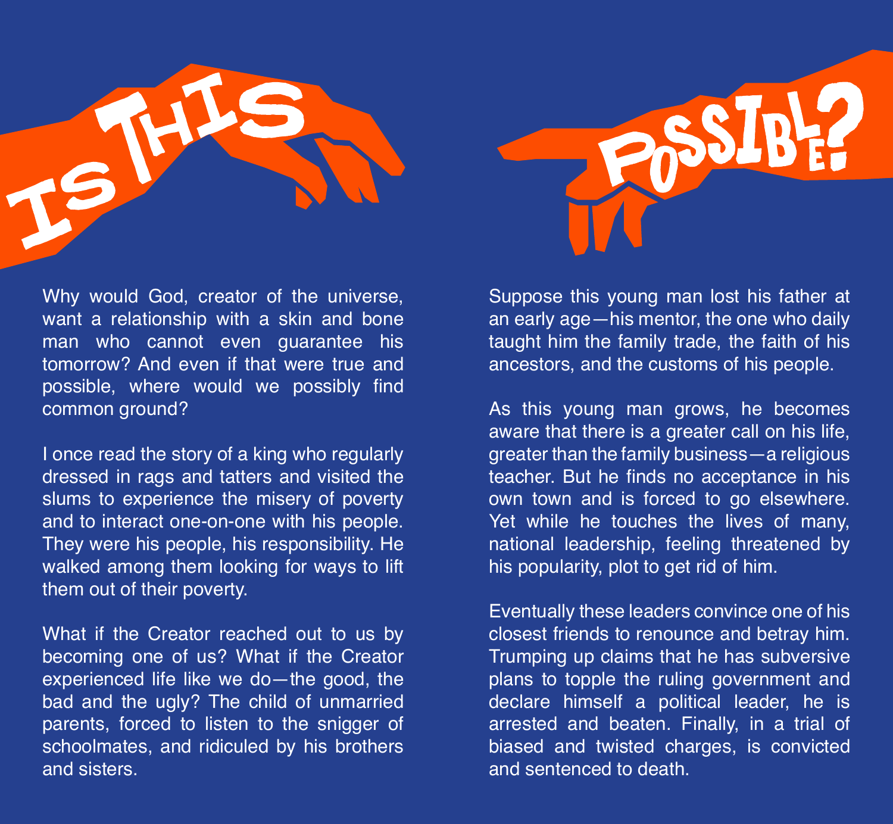# IS THIS POSSIBLE?

Why would God, creator of the universe, want a relationship with a skin and bone man who cannot even guarantee his tomorrow? And even if that were true and possible, where would we possibly find common ground?

I once read the story of a king who regularly dressed in rags and tatters and visited the slums to experience the misery of poverty and to interact one-on-one with his people. They were his people, his responsibility. He walked among them looking for ways to lift them out of their poverty.

What if the Creator reached out to us by becoming one of us? What if the Creator experienced life like we do—the good, the bad and the ugly? The child of unmarried parents, forced to listen to the snigger of schoolmates, and ridiculed by his brothers and sisters.

Suppose this young man lost his father at an early age—his mentor, the one who daily taught him the family trade, the faith of his ancestors, and the customs of his people.

As this young man grows, he becomes aware that there is a greater call on his life, greater than the family business—a religious teacher. But he finds no acceptance in his own town and is forced to go elsewhere. Yet while he touches the lives of many, national leadership, feeling threatened by his popularity, plot to get rid of him.

Eventually these leaders convince one of his closest friends to renounce and betray him. Trumping up claims that he has subversive plans to topple the ruling government and declare himself a political leader, he is arrested and beaten. Finally, in a trial of biased and twisted charges, is convicted and sentenced to death.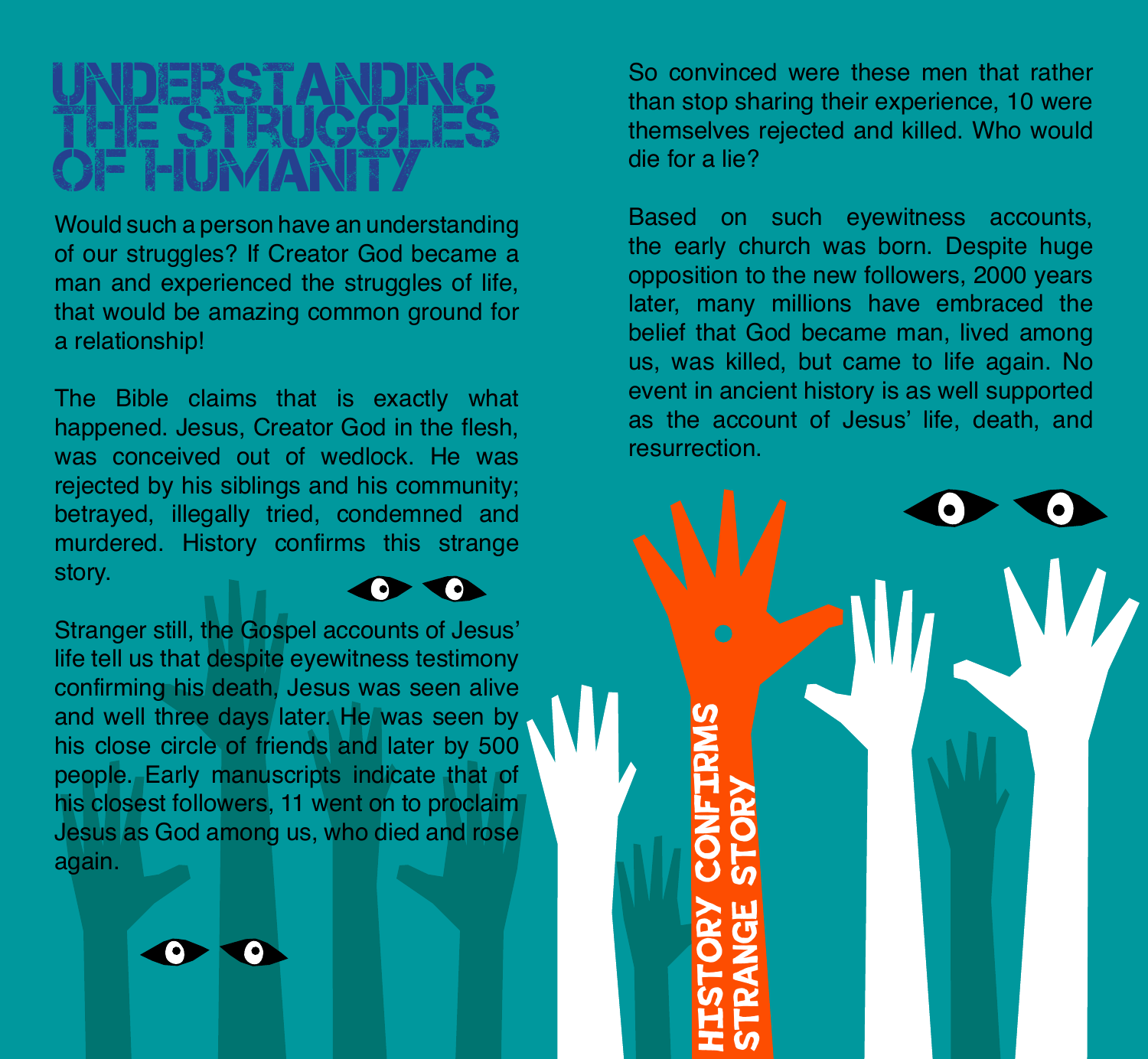# UNDERSTANDING THE STRUGGLES OF HUMANITY

Would such a person have an understanding of our struggles? If Creator God became a man and experienced the struggles of life, that would be amazing common ground for a relationship!

The Bible claims that is exactly what happened. Jesus, Creator God in the flesh, was conceived out of wedlock. He was rejected by his siblings and his community; betrayed, illegally tried, condemned and murdered. History confirms this strange story.

Stranger still, the Gospel accounts of Jesus' life tell us that despite eyewitness testimony confirming his death, Jesus was seen alive and well three days later. He was seen by his close circle of friends and later by 500 people. Early manuscripts indicate that of his closest followers, 11 went on to proclaim Jesus as God among us, who died and rose again.

So convinced were these men that rather than stop sharing their experience, 10 were themselves rejected and killed. Who would die for a lie?

Based on such eyewitness accounts, the early church was born. Despite huge opposition to the new followers, 2000 years later, many millions have embraced the belief that God became man, lived among us, was killed, but came to life again. No event in ancient history is as well supported as the account of Jesus' life, death, and resurrection.

**HISTORY CONFIRMS STRANGE STORY**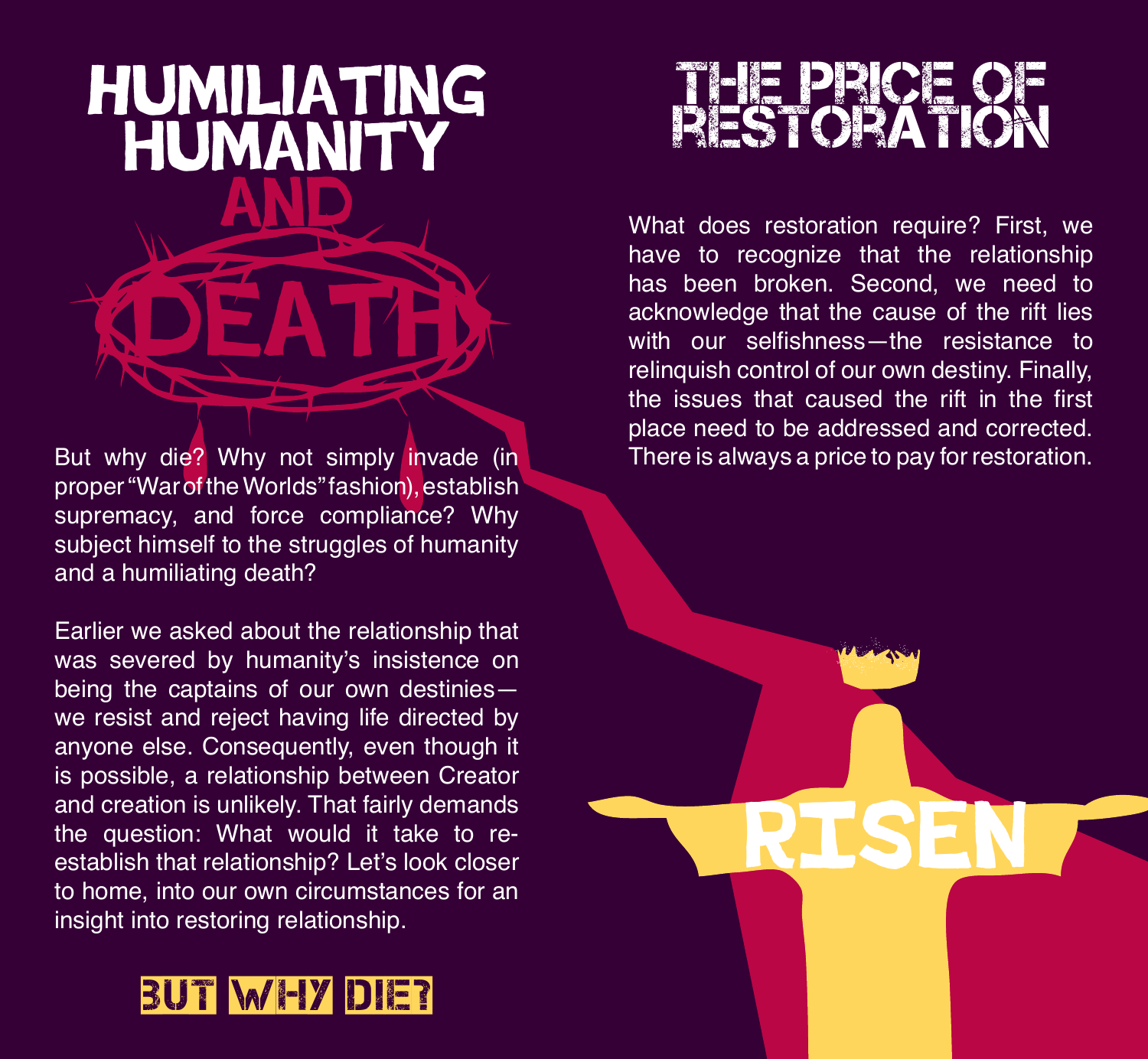# HUMILIATING HUMANITY AND DEATH

But why die? Why not simply invade (in proper "War of the Worlds" fashion), establish supremacy, and force compliance? Why subject himself to the struggles of humanity and a humiliating death?

Earlier we asked about the relationship that was severed by humanity's insistence on being the captains of our own destinies—we resist and reject having life directed by anyone else. Consequently, even though it is possible, a relationship between Creator and creation is unlikely. That fairly demands the question: What would it take to re-establish that relationship? Let's look closer to home, into our own circumstances for an insight into restoring relationship.

BUT WHY DIE?

# THE PRICE OF RESTORATION

What does restoration require? First, we have to recognize that the relationship has been broken. Second, we need to acknowledge that the cause of the rift lies with our selfishness—the resistance to relinquish control of our own destiny. Finally, the issues that caused the rift in the first place need to be addressed and corrected. There is always a price to pay for restoration.

RISEN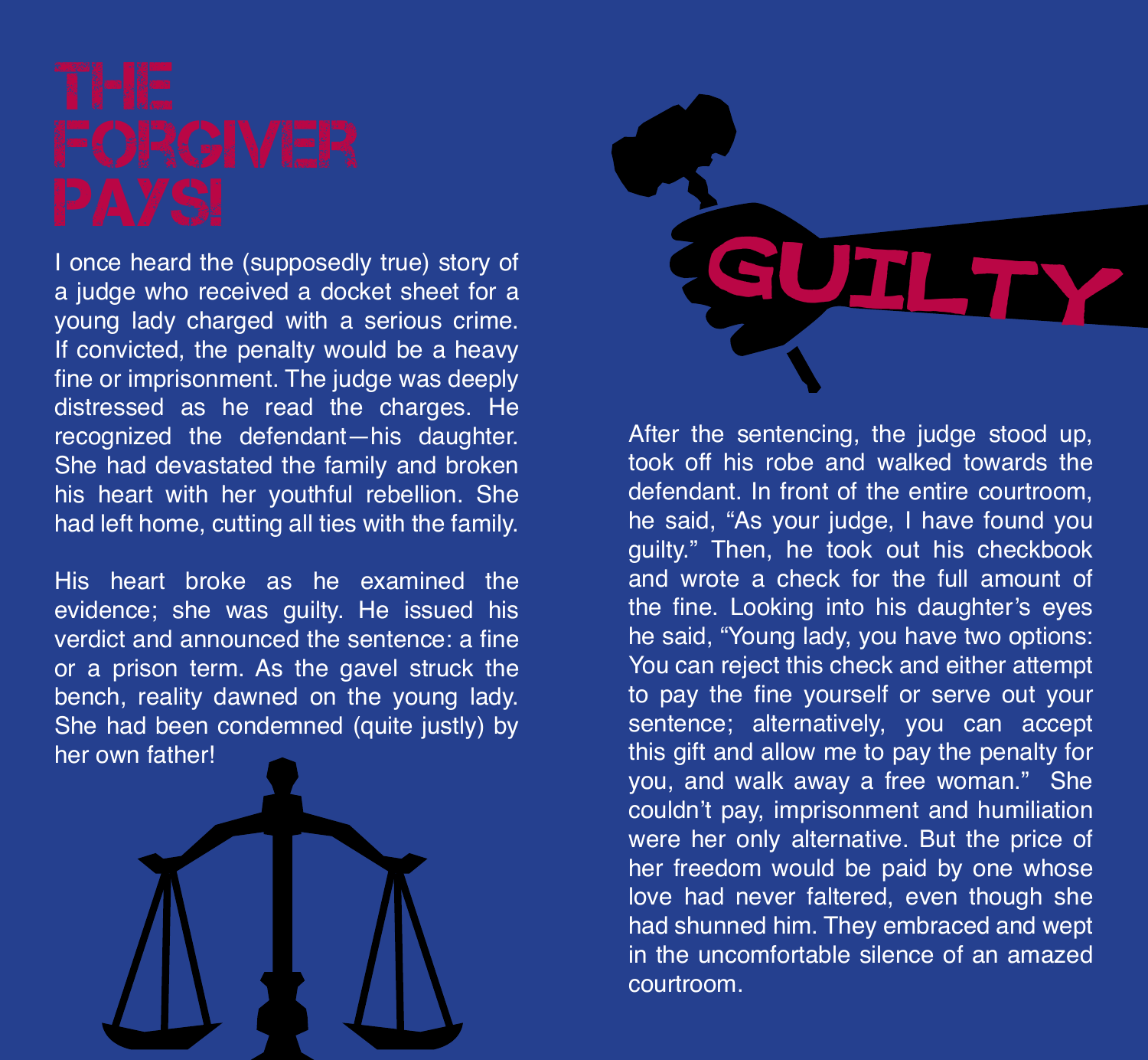# THE FORGIVER PAYS!

I once heard the (supposedly true) story of a judge who received a docket sheet for a young lady charged with a serious crime. If convicted, the penalty would be a heavy fine or imprisonment. The judge was deeply distressed as he read the charges. He recognized the defendant—his daughter. She had devastated the family and broken his heart with her youthful rebellion. She had left home, cutting all ties with the family.

His heart broke as he examined the evidence; she was guilty. He issued his verdict and announced the sentence: a fine or a prison term. As the gavel struck the bench, reality dawned on the young lady. She had been condemned (quite justly) by her own father!

GUILTY

After the sentencing, the judge stood up, took off his robe and walked towards the defendant. In front of the entire courtroom, he said, "As your judge, I have found you guilty." Then, he took out his checkbook and wrote a check for the full amount of the fine. Looking into his daughter's eyes he said, "Young lady, you have two options: You can reject this check and either attempt to pay the fine yourself or serve out your sentence; alternatively, you can accept this gift and allow me to pay the penalty for you, and walk away a free woman." She couldn't pay, imprisonment and humiliation were her only alternative. But the price of her freedom would be paid by one whose love had never faltered, even though she had shunned him. They embraced and wept in the uncomfortable silence of an amazed courtroom.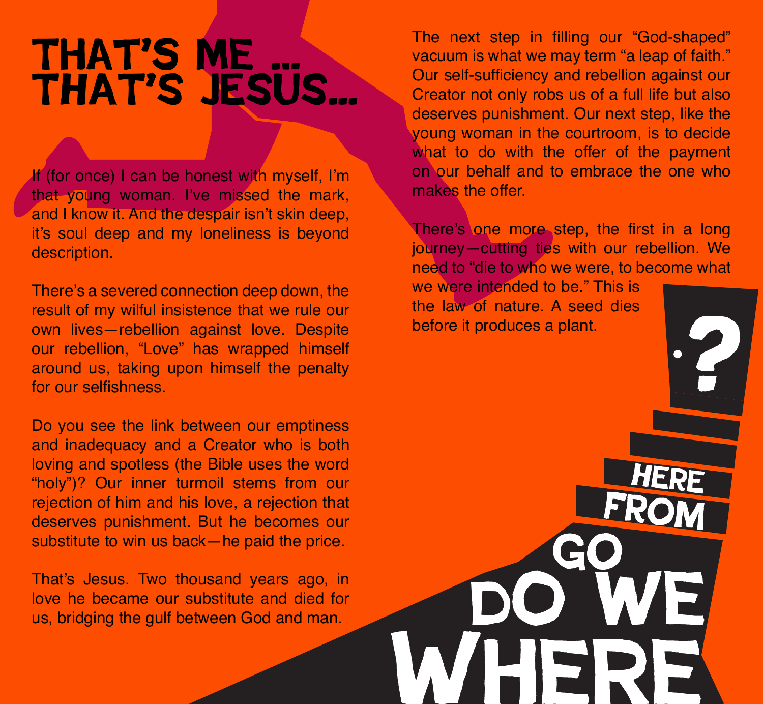# THAT'S ME ... THAT'S JESUS...

If (for once) I can be honest with myself, I'm that young woman. I've missed the mark, and I know it. And the despair isn't skin deep, it's soul deep and my loneliness is beyond description.

There's a severed connection deep down, the result of my wilful insistence that we rule our own lives—rebellion against love. Despite our rebellion, "Love" has wrapped himself around us, taking upon himself the penalty for our selfishness.

Do you see the link between our emptiness and inadequacy and a Creator who is both loving and spotless (the Bible uses the word "holy")? Our inner turmoil stems from our rejection of him and his love, a rejection that deserves punishment. But he becomes our substitute to win us back—he paid the price.

That's Jesus. Two thousand years ago, in love he became our substitute and died for us, bridging the gulf between God and man.

The next step in filling our "God-shaped" vacuum is what we may term "a leap of faith." Our self-sufficiency and rebellion against our Creator not only robs us of a full life but also deserves punishment. Our next step, like the young woman in the courtroom, is to decide what to do with the offer of the payment on our behalf and to embrace the one who makes the offer.

There's one more step, the first in a long journey—cutting ties with our rebellion. We need to "die to who we were, to become what we were intended to be." This is the law of nature. A seed dies before it produces a plant.

WHERE DO WE GO FROM HERE ?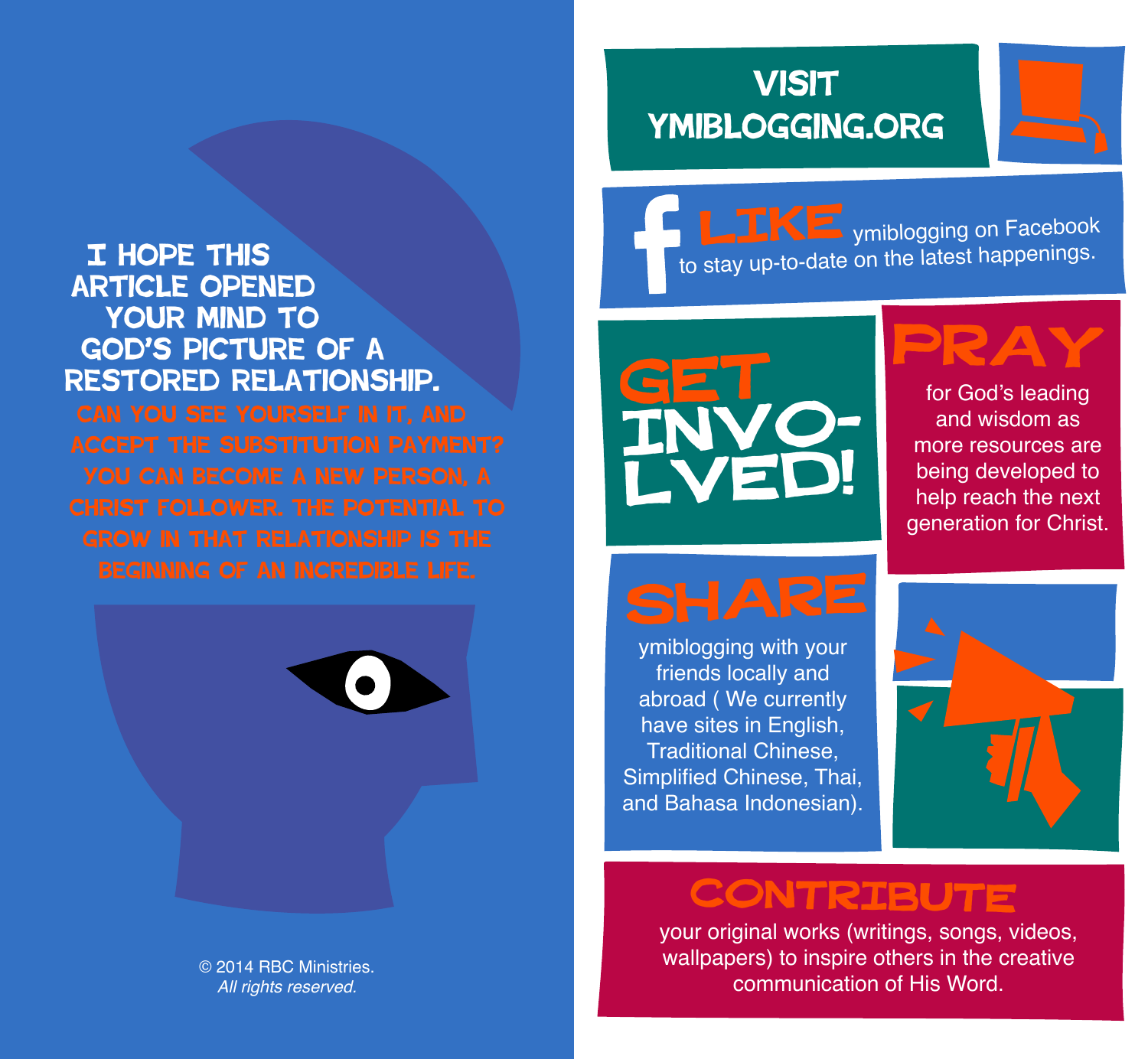I HOPE THIS ARTICLE OPENED YOUR MIND TO GOD'S PICTURE OF A RESTORED RELATIONSHIP.

CAN YOU SEE YOURSELF IN IT, AND ACCEPT THE SUBSTITUTION PAYMENT? YOU CAN BECOME A NEW PERSON, A CHRIST FOLLOWER. THE POTENTIAL TO GROW IN THAT RELATIONSHIP IS THE BEGINNING OF AN INCREDIBLE LIFE.

© 2014 RBC Ministries.
*All rights reserved.*

## VISIT YMIBLOGGING.ORG

**LIKE** ymiblogging on Facebook to stay up-to-date on the latest happenings.

## GET INVOLVED!

**PRAY** for God's leading and wisdom as more resources are being developed to help reach the next generation for Christ.

**SHARE** ymiblogging with your friends locally and abroad ( We currently have sites in English, Traditional Chinese, Simplified Chinese, Thai, and Bahasa Indonesian).

**CONTRIBUTE** your original works (writings, songs, videos, wallpapers) to inspire others in the creative communication of His Word.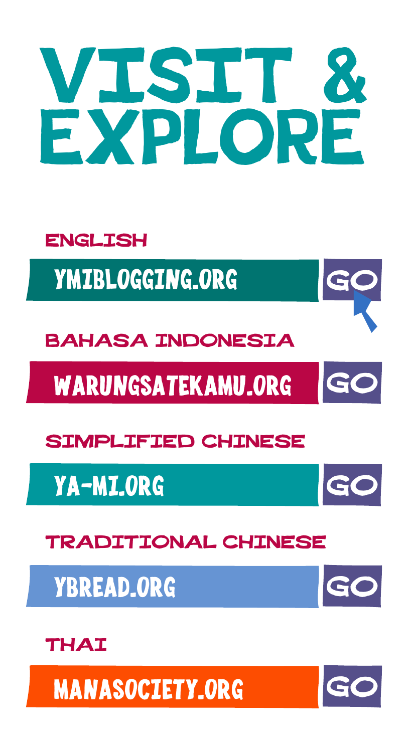# VISIT & EXPLORE

**ENGLISH**

YMIBLOGGING.ORG GO

**BAHASA INDONESIA**

WARUNGSATEKAMU.ORG GO

**SIMPLIFIED CHINESE**

YA-MI.ORG GO

**TRADITIONAL CHINESE**

YBREAD.ORG GO

**THAI**

MANASOCIETY.ORG GO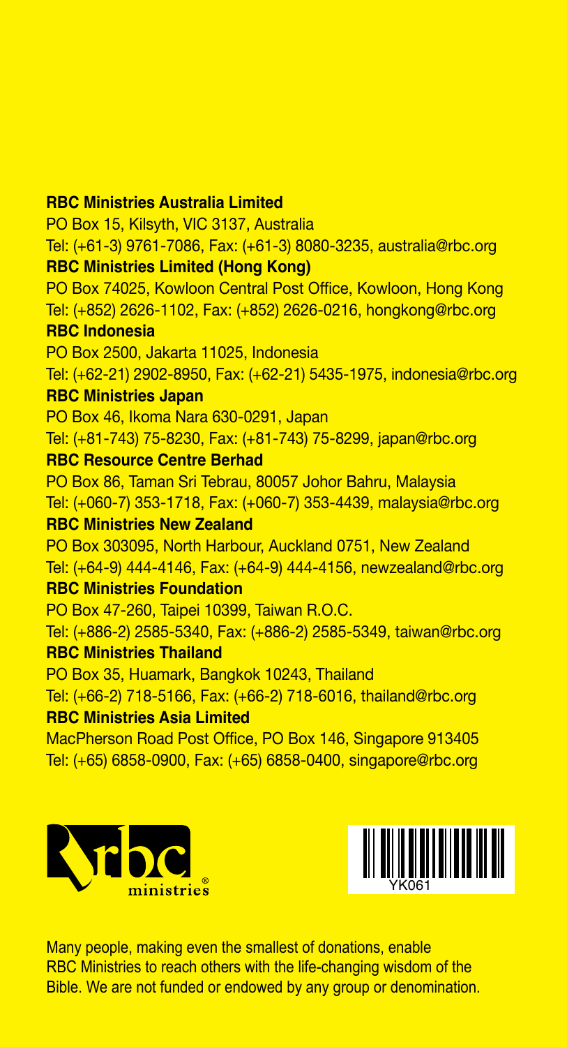**RBC Ministries Australia Limited**
PO Box 15, Kilsyth, VIC 3137, Australia
Tel: (+61-3) 9761-7086, Fax: (+61-3) 8080-3235, australia@rbc.org

**RBC Ministries Limited (Hong Kong)**
PO Box 74025, Kowloon Central Post Office, Kowloon, Hong Kong
Tel: (+852) 2626-1102, Fax: (+852) 2626-0216, hongkong@rbc.org

**RBC Indonesia**
PO Box 2500, Jakarta 11025, Indonesia
Tel: (+62-21) 2902-8950, Fax: (+62-21) 5435-1975, indonesia@rbc.org

**RBC Ministries Japan**
PO Box 46, Ikoma Nara 630-0291, Japan
Tel: (+81-743) 75-8230, Fax: (+81-743) 75-8299, japan@rbc.org

**RBC Resource Centre Berhad**
PO Box 86, Taman Sri Tebrau, 80057 Johor Bahru, Malaysia
Tel: (+060-7) 353-1718, Fax: (+060-7) 353-4439, malaysia@rbc.org

**RBC Ministries New Zealand**
PO Box 303095, North Harbour, Auckland 0751, New Zealand
Tel: (+64-9) 444-4146, Fax: (+64-9) 444-4156, newzealand@rbc.org

**RBC Ministries Foundation**
PO Box 47-260, Taipei 10399, Taiwan R.O.C.
Tel: (+886-2) 2585-5340, Fax: (+886-2) 2585-5349, taiwan@rbc.org

**RBC Ministries Thailand**
PO Box 35, Huamark, Bangkok 10243, Thailand
Tel: (+66-2) 718-5166, Fax: (+66-2) 718-6016, thailand@rbc.org

**RBC Ministries Asia Limited**
MacPherson Road Post Office, PO Box 146, Singapore 913405
Tel: (+65) 6858-0900, Fax: (+65) 6858-0400, singapore@rbc.org

rbc ministries®

YK061

Many people, making even the smallest of donations, enable RBC Ministries to reach others with the life-changing wisdom of the Bible. We are not funded or endowed by any group or denomination.